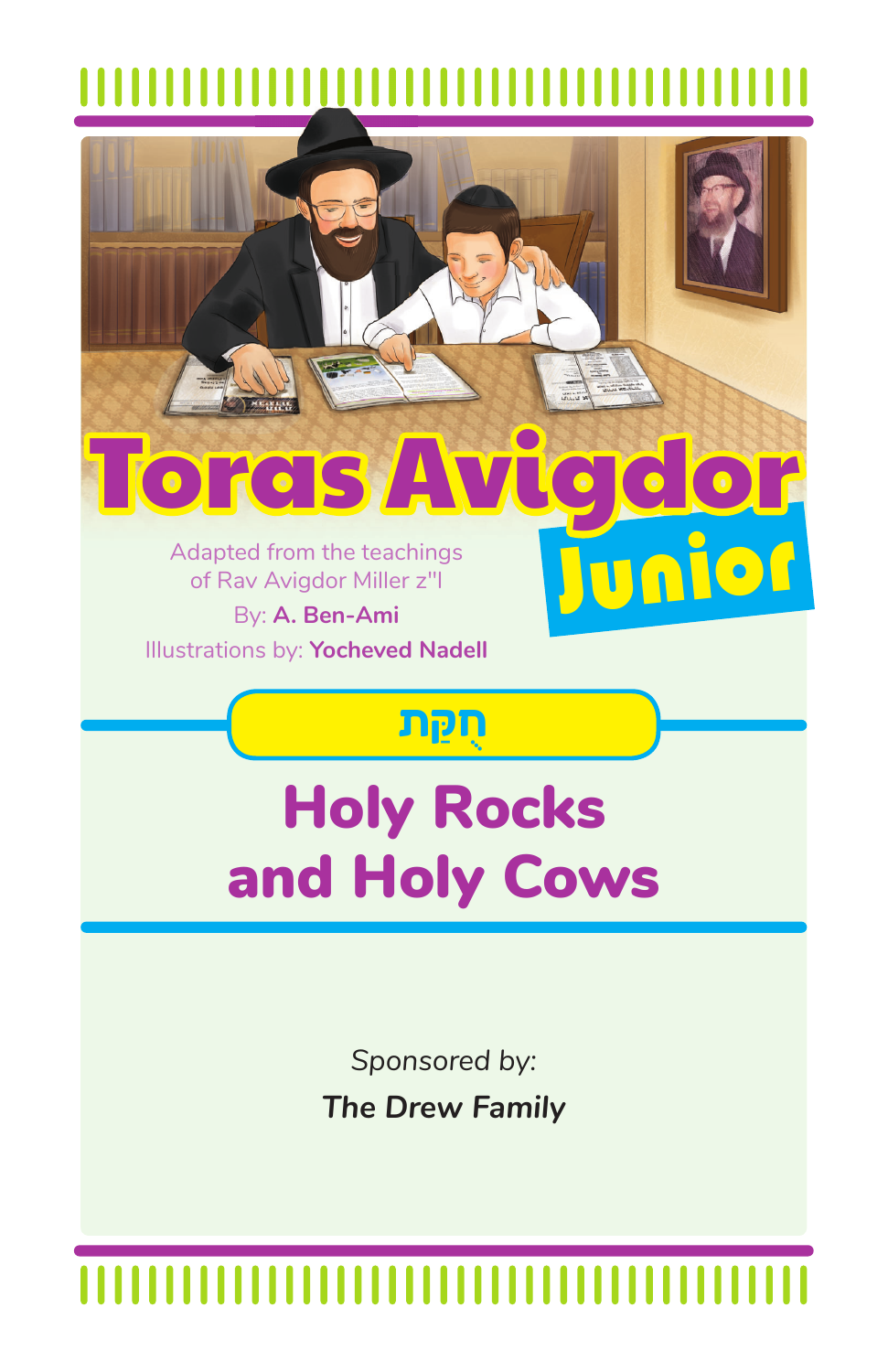# Toras Avigdor Junior

Adapted from the teachings of Rav Avigdor Miller z"l

By: **A. Ben-Ami**

Illustrations by: **Yocheved Nadell**

## חֻקַּת

# Holy Rocks and Holy Cows

*Sponsored by:*

***The Drew Family***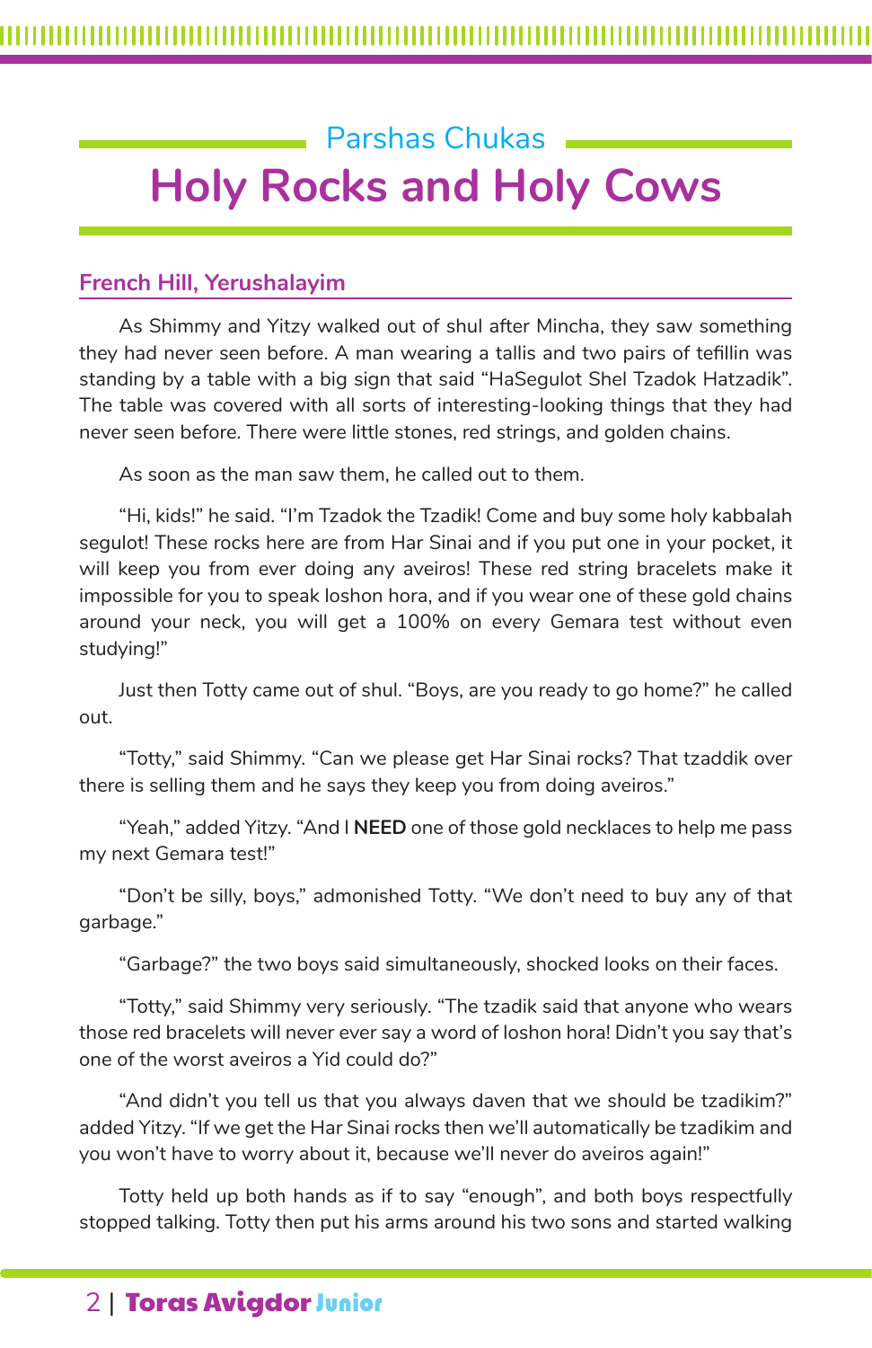## Parshas Chukas

# Holy Rocks and Holy Cows

### French Hill, Yerushalayim

As Shimmy and Yitzy walked out of shul after Mincha, they saw something they had never seen before. A man wearing a tallis and two pairs of tefillin was standing by a table with a big sign that said "HaSegulot Shel Tzadok Hatzadik". The table was covered with all sorts of interesting-looking things that they had never seen before. There were little stones, red strings, and golden chains.

As soon as the man saw them, he called out to them.

"Hi, kids!" he said. "I'm Tzadok the Tzadik! Come and buy some holy kabbalah segulot! These rocks here are from Har Sinai and if you put one in your pocket, it will keep you from ever doing any aveiros! These red string bracelets make it impossible for you to speak loshon hora, and if you wear one of these gold chains around your neck, you will get a 100% on every Gemara test without even studying!"

Just then Totty came out of shul. "Boys, are you ready to go home?" he called out.

"Totty," said Shimmy. "Can we please get Har Sinai rocks? That tzaddik over there is selling them and he says they keep you from doing aveiros."

"Yeah," added Yitzy. "And I **NEED** one of those gold necklaces to help me pass my next Gemara test!"

"Don't be silly, boys," admonished Totty. "We don't need to buy any of that garbage."

"Garbage?" the two boys said simultaneously, shocked looks on their faces.

"Totty," said Shimmy very seriously. "The tzadik said that anyone who wears those red bracelets will never ever say a word of loshon hora! Didn't you say that's one of the worst aveiros a Yid could do?"

"And didn't you tell us that you always daven that we should be tzadikim?" added Yitzy. "If we get the Har Sinai rocks then we'll automatically be tzadikim and you won't have to worry about it, because we'll never do aveiros again!"

Totty held up both hands as if to say "enough", and both boys respectfully stopped talking. Totty then put his arms around his two sons and started walking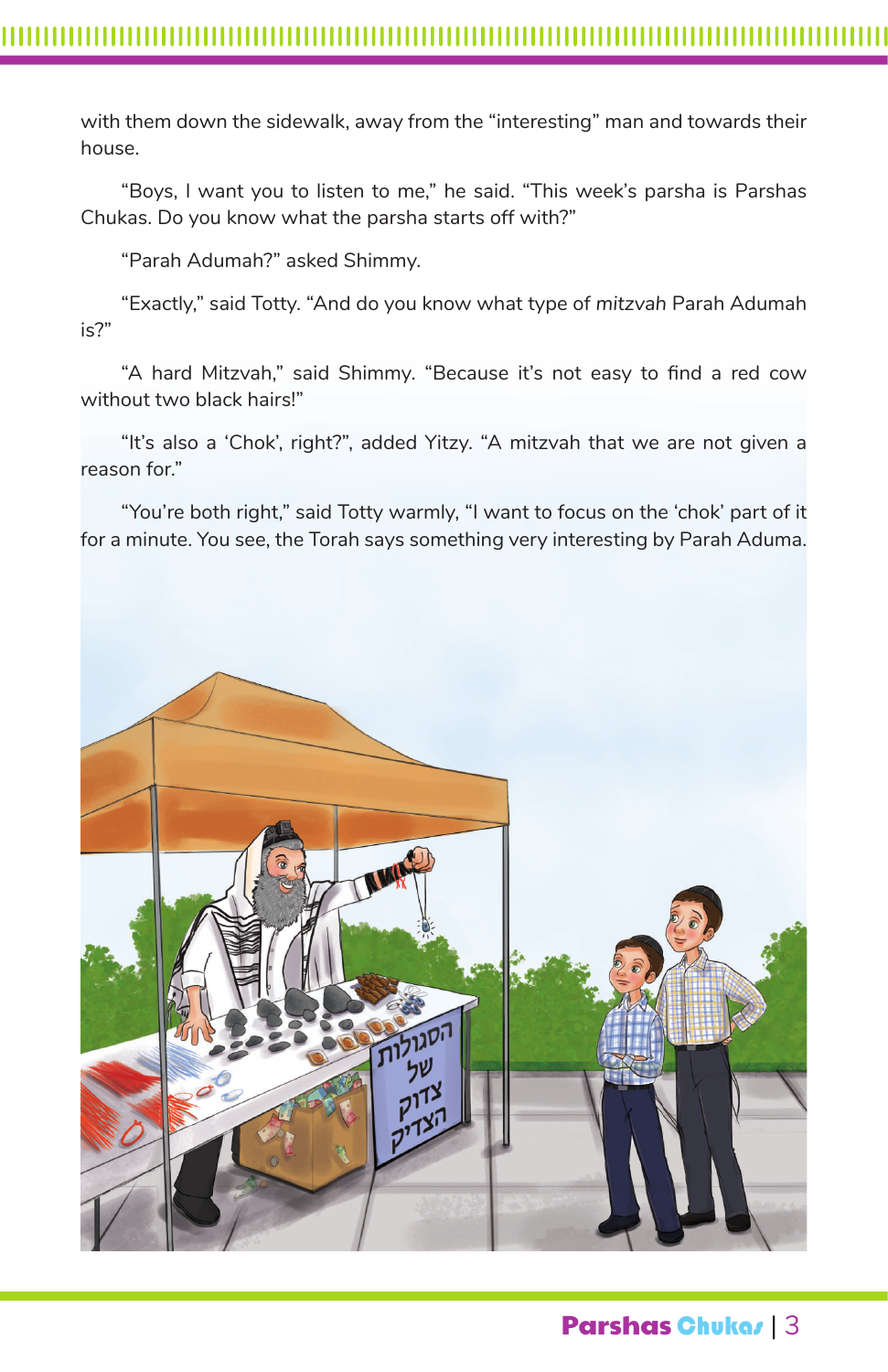with them down the sidewalk, away from the "interesting" man and towards their house.

"Boys, I want you to listen to me," he said. "This week's parsha is Parshas Chukas. Do you know what the parsha starts off with?"

"Parah Adumah?" asked Shimmy.

"Exactly," said Totty. "And do you know what type of *mitzvah* Parah Adumah is?"

"A hard Mitzvah," said Shimmy. "Because it's not easy to find a red cow without two black hairs!"

"It's also a 'Chok', right?", added Yitzy. "A mitzvah that we are not given a reason for."

"You're both right," said Totty warmly, "I want to focus on the 'chok' part of it for a minute. You see, the Torah says something very interesting by Parah Aduma.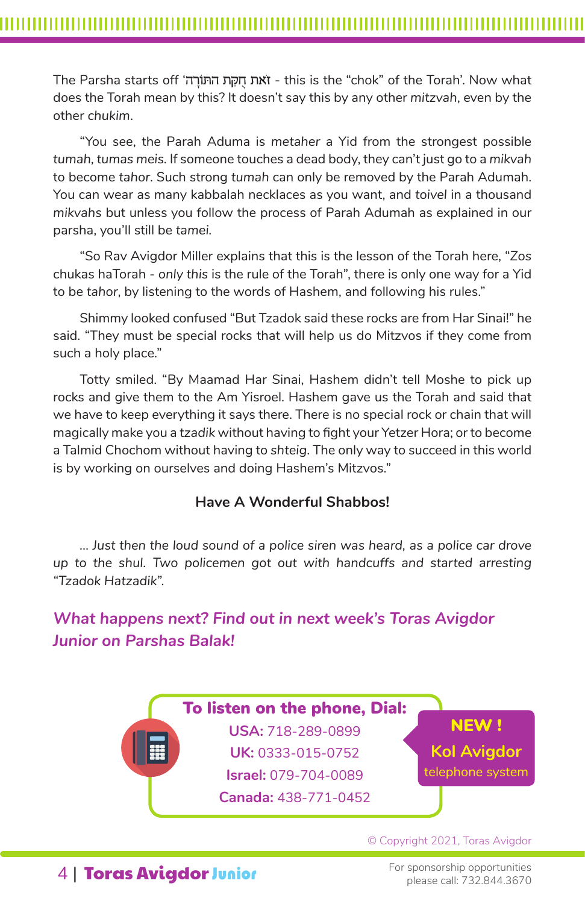The Parsha starts off 'זֹאת חֻקַּת הַתּוֹרָה - this is the "chok" of the Torah'. Now what does the Torah mean by this? It doesn't say this by any other *mitzvah*, even by the other *chukim*.

"You see, the Parah Aduma is *metaher* a Yid from the strongest possible *tumah*, *tumas meis*. If someone touches a dead body, they can't just go to a *mikvah* to become *tahor*. Such strong *tumah* can only be removed by the Parah Adumah. You can wear as many kabbalah necklaces as you want, and *toivel* in a thousand *mikvahs* but unless you follow the process of Parah Adumah as explained in our parsha, you'll still be *tamei*.

"So Rav Avigdor Miller explains that this is the lesson of the Torah here, "Zos chukas haTorah - *only this* is the rule of the Torah", there is only one way for a Yid to be *tahor*, by listening to the words of Hashem, and following his rules."

Shimmy looked confused "But Tzadok said these rocks are from Har Sinai!" he said. "They must be special rocks that will help us do Mitzvos if they come from such a holy place."

Totty smiled. "By Maamad Har Sinai, Hashem didn't tell Moshe to pick up rocks and give them to the Am Yisroel. Hashem gave us the Torah and said that we have to keep everything it says there. There is no special rock or chain that will magically make you a *tzadik* without having to fight your Yetzer Hora; or to become a Talmid Chochom without having to *shteig*. The only way to succeed in this world is by working on ourselves and doing Hashem's Mitzvos."

**Have A Wonderful Shabbos!**

*... Just then the loud sound of a police siren was heard, as a police car drove up to the shul. Two policemen got out with handcuffs and started arresting "Tzadok Hatzadik".*

***What happens next? Find out in next week's Toras Avigdor Junior on Parshas Balak!***

**To listen on the phone, Dial:**

**USA:** 718-289-0899

**UK:** 0333-015-0752

**Israel:** 079-704-0089

**Canada:** 438-771-0452

**NEW !**
**Kol Avigdor**
telephone system

© Copyright 2021, Toras Avigdor

**Toras Avigdor Junior**

For sponsorship opportunities please call: 732.844.3670